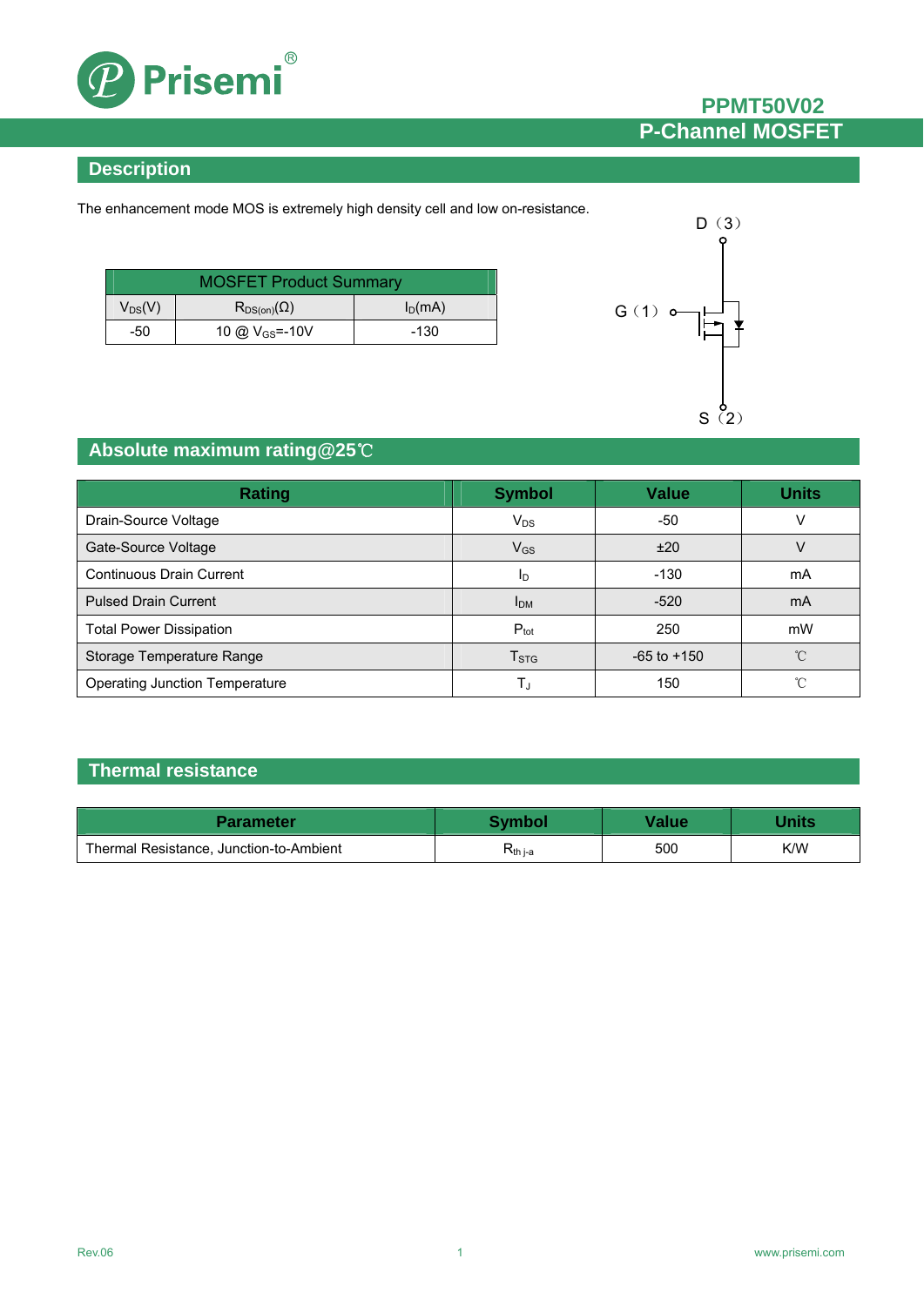# PPMT50V02

## P-Channel MOSFET

## Description

The enhancement mode MOS is extremely high density cell and low on-resistance.

| MOSFET Product Summary | | |
|---|---|---|
| $V_{DS}$(V) | $R_{DS(on)}$(Ω) | $I_D$(mA) |
| -50 | 10 @ $V_{GS}$=-10V | -130 |

D（3）

G（1）

S（2）

## Absolute maximum rating@25℃

| Rating | Symbol | Value | Units |
|---|---|---|---|
| Drain-Source Voltage | $V_{DS}$ | -50 | V |
| Gate-Source Voltage | $V_{GS}$ | ±20 | V |
| Continuous Drain Current | $I_D$ | -130 | mA |
| Pulsed Drain Current | $I_{DM}$ | -520 | mA |
| Total Power Dissipation | $P_{tot}$ | 250 | mW |
| Storage Temperature Range | $T_{STG}$ | -65 to +150 | ℃ |
| Operating Junction Temperature | $T_J$ | 150 | ℃ |

## Thermal resistance

| Parameter | Symbol | Value | Units |
|---|---|---|---|
| Thermal Resistance, Junction-to-Ambient | $R_{th\ j\text{-}a}$ | 500 | K/W |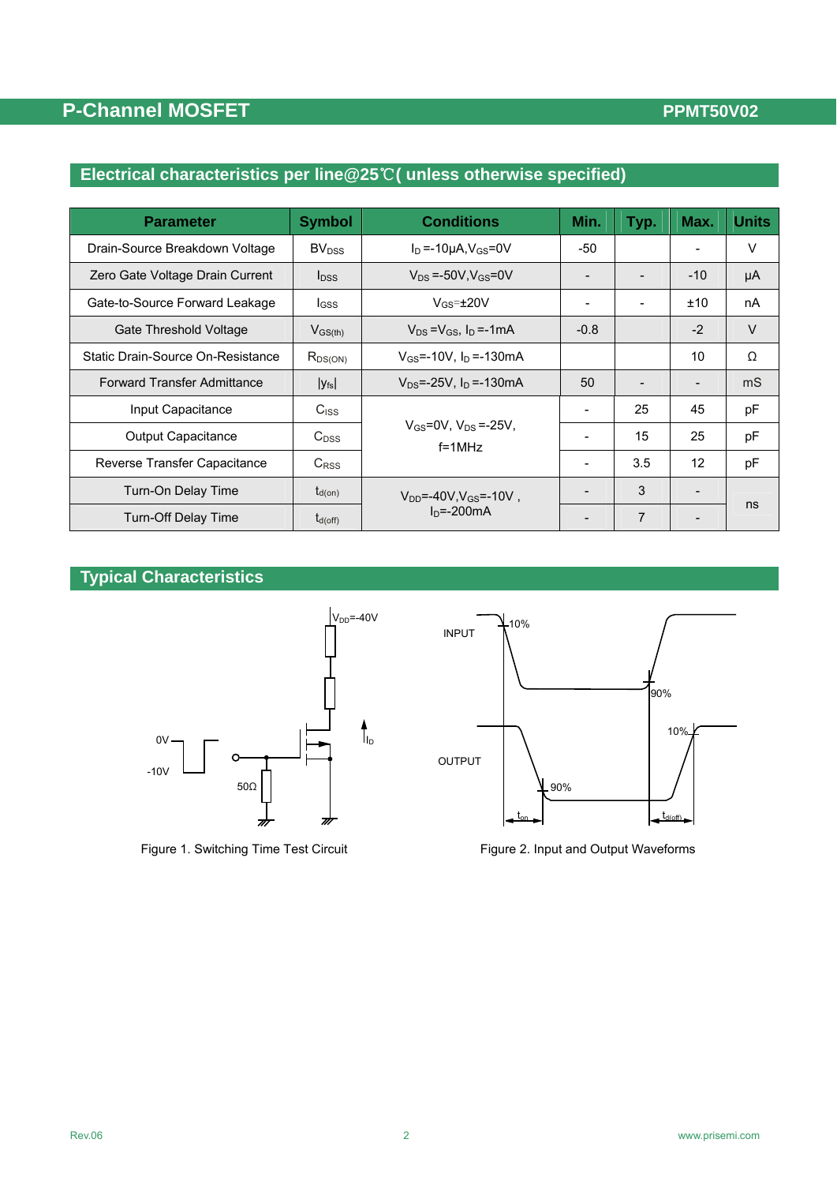## Electrical characteristics per line@25℃( unless otherwise specified)

| Parameter | Symbol | Conditions | Min. | Typ. | Max. | Units |
|---|---|---|---|---|---|---|
| Drain-Source Breakdown Voltage | $BV_{DSS}$ | $I_D$=-10μA,$V_{GS}$=0V | -50 | | - | V |
| Zero Gate Voltage Drain Current | $I_{DSS}$ | $V_{DS}$=-50V,$V_{GS}$=0V | - | - | -10 | μA |
| Gate-to-Source Forward Leakage | $I_{GSS}$ | $V_{GS}$=±20V | - | - | ±10 | nA |
| Gate Threshold Voltage | $V_{GS(th)}$ | $V_{DS}$=$V_{GS}$, $I_D$=-1mA | -0.8 | | -2 | V |
| Static Drain-Source On-Resistance | $R_{DS(ON)}$ | $V_{GS}$=-10V, $I_D$=-130mA | | | 10 | Ω |
| Forward Transfer Admittance | $\|y_{fs}\|$ | $V_{DS}$=-25V, $I_D$=-130mA | 50 | - | - | mS |
| Input Capacitance | $C_{ISS}$ | $V_{GS}$=0V, $V_{DS}$=-25V, f=1MHz | - | 25 | 45 | pF |
| Output Capacitance | $C_{OSS}$ | | - | 15 | 25 | pF |
| Reverse Transfer Capacitance | $C_{RSS}$ | | - | 3.5 | 12 | pF |
| Turn-On Delay Time | $t_{d(on)}$ | $V_{DD}$=-40V,$V_{GS}$=-10V , $I_D$=-200mA | - | 3 | - | ns |
| Turn-Off Delay Time | $t_{d(off)}$ | | - | 7 | - | |

## Typical Characteristics

Figure 1. Switching Time Test Circuit

Figure 2. Input and Output Waveforms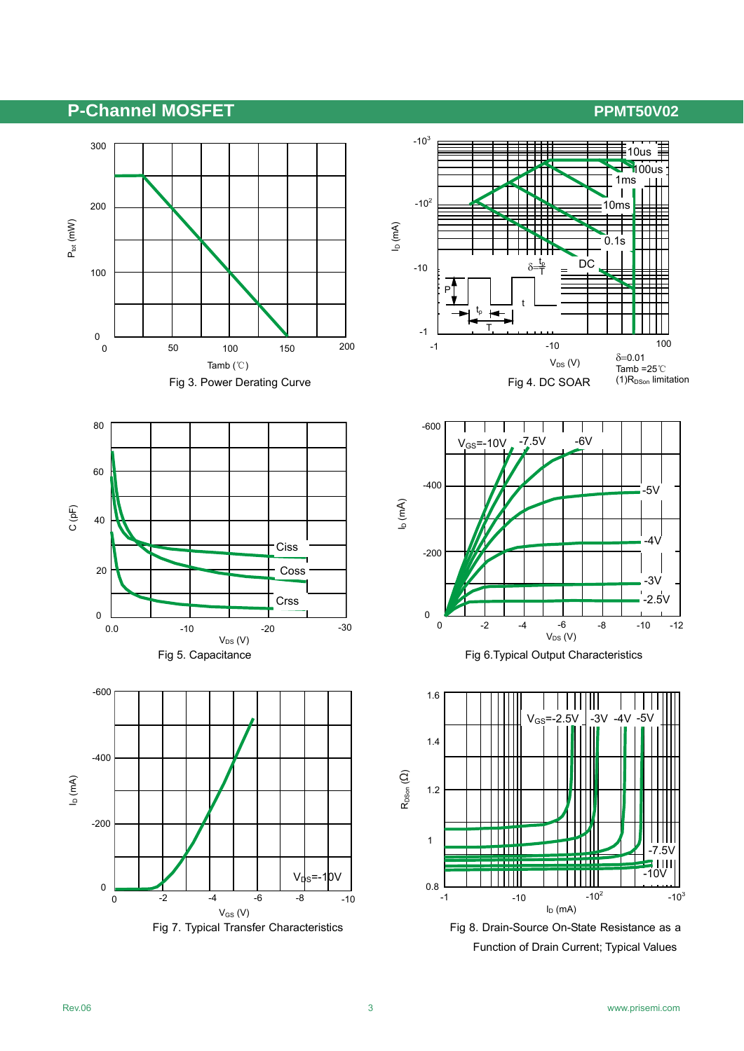Fig 3. Power Derating Curve

Fig 4. DC SOAR

$\delta$=0.01
Tamb =25℃
(1)$R_{DSon}$ limitation

Fig 5. Capacitance

Fig 6.Typical Output Characteristics

Fig 7. Typical Transfer Characteristics

Fig 8. Drain-Source On-State Resistance as a Function of Drain Current; Typical Values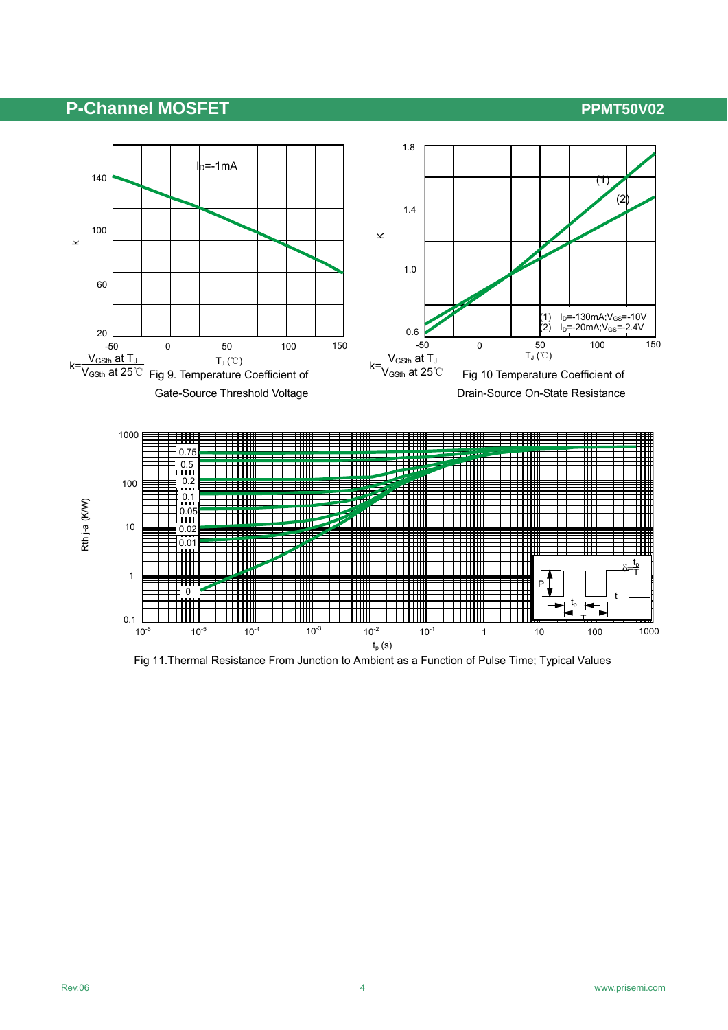$k = \frac{V_{GSth} \text{ at } T_J}{V_{GSth} \text{ at } 25℃}$

Fig 9. Temperature Coefficient of Gate-Source Threshold Voltage

$k = \frac{V_{GSth} \text{ at } T_J}{V_{GSth} \text{ at } 25℃}$

Fig 10 Temperature Coefficient of Drain-Source On-State Resistance

Fig 11.Thermal Resistance From Junction to Ambient as a Function of Pulse Time; Typical Values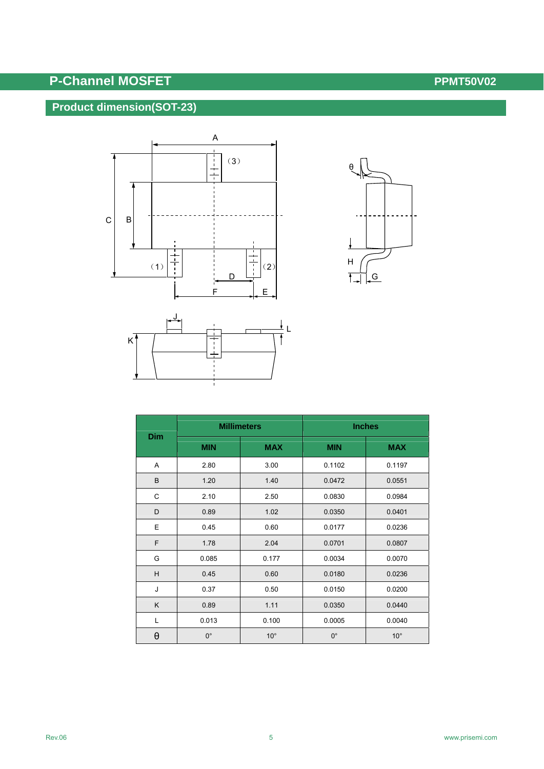## Product dimension(SOT-23)

| Dim | Millimeters | | Inches | |
|---|---|---|---|---|
| | MIN | MAX | MIN | MAX |
| A | 2.80 | 3.00 | 0.1102 | 0.1197 |
| B | 1.20 | 1.40 | 0.0472 | 0.0551 |
| C | 2.10 | 2.50 | 0.0830 | 0.0984 |
| D | 0.89 | 1.02 | 0.0350 | 0.0401 |
| E | 0.45 | 0.60 | 0.0177 | 0.0236 |
| F | 1.78 | 2.04 | 0.0701 | 0.0807 |
| G | 0.085 | 0.177 | 0.0034 | 0.0070 |
| H | 0.45 | 0.60 | 0.0180 | 0.0236 |
| J | 0.37 | 0.50 | 0.0150 | 0.0200 |
| K | 0.89 | 1.11 | 0.0350 | 0.0440 |
| L | 0.013 | 0.100 | 0.0005 | 0.0040 |
| θ | 0° | 10° | 0° | 10° |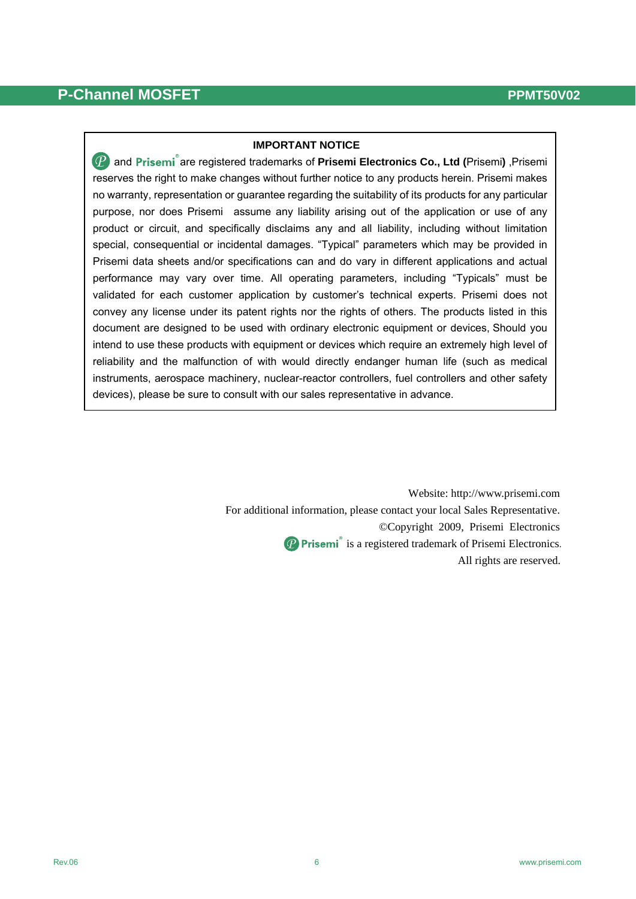## IMPORTANT NOTICE

and **Prisemi**® are registered trademarks of **Prisemi Electronics Co., Ltd (**Prisemi**)** ,Prisemi reserves the right to make changes without further notice to any products herein. Prisemi makes no warranty, representation or guarantee regarding the suitability of its products for any particular purpose, nor does Prisemi assume any liability arising out of the application or use of any product or circuit, and specifically disclaims any and all liability, including without limitation special, consequential or incidental damages. "Typical" parameters which may be provided in Prisemi data sheets and/or specifications can and do vary in different applications and actual performance may vary over time. All operating parameters, including "Typicals" must be validated for each customer application by customer's technical experts. Prisemi does not convey any license under its patent rights nor the rights of others. The products listed in this document are designed to be used with ordinary electronic equipment or devices, Should you intend to use these products with equipment or devices which require an extremely high level of reliability and the malfunction of with would directly endanger human life (such as medical instruments, aerospace machinery, nuclear-reactor controllers, fuel controllers and other safety devices), please be sure to consult with our sales representative in advance.

Website: http://www.prisemi.com

For additional information, please contact your local Sales Representative.

©Copyright 2009, Prisemi Electronics

Prisemi® is a registered trademark of Prisemi Electronics.

All rights are reserved.